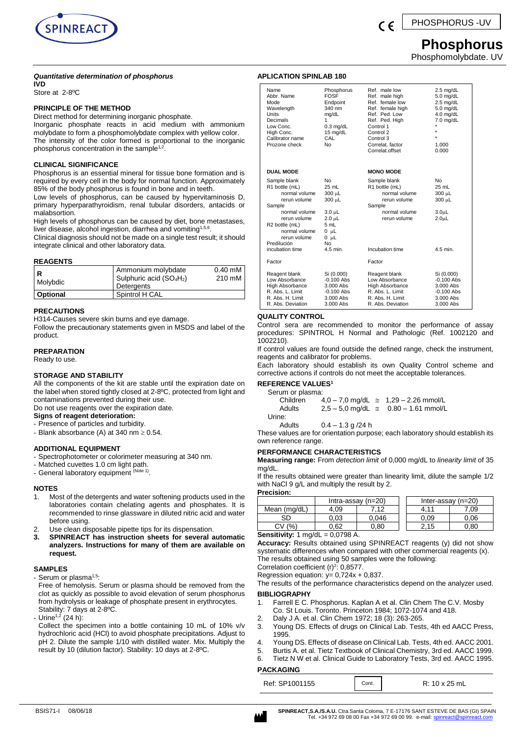SPINREACT

PHOSPHORUS -UV

# Phosphorus

Phosphomolybdate. UV

***Quantitative determination of phosphorus***

**IVD**

Store at 2-8ºC

## PRINCIPLE OF THE METHOD

Direct method for determining inorganic phosphate.

Inorganic phosphate reacts in acid medium with ammonium molybdate to form a phosphomolybdate complex with yellow color. The intensity of the color formed is proportional to the inorganic phosphorus concentration in the sample[1,2].

## CLINICAL SIGNIFICANCE

Phosphorus is an essential mineral for tissue bone formation and is required by every cell in the body for normal function. Approximately 85% of the body phosphorus is found in bone and in teeth.

Low levels of phosphorus, can be caused by hypervitaminosis D, primary hyperparathyroidism, renal tubular disorders, antacids or malabsortion.

High levels of phosphorus can be caused by diet, bone metastases, liver disease, alcohol ingestion, diarrhea and vomiting[1,5,6].

Clinical diagnosis should not be made on a single test result; it should integrate clinical and other laboratory data.

## REAGENTS

| | | |
|---|---|---|
| R Molybdic | Ammonium molybdate | 0.40 mM |
| | Sulphuric acid ($SO_4H_2$) | 210 mM |
| | Detergents | |
| **Optional** | Spintrol H CAL | |

## PRECAUTIONS

H314-Causes severe skin burns and eye damage.

Follow the precautionary statements given in MSDS and label of the product.

## PREPARATION

Ready to use.

## STORAGE AND STABILITY

All the components of the kit are stable until the expiration date on the label when stored tightly closed at 2-8ºC, protected from light and contaminations prevented during their use.

Do not use reagents over the expiration date.

**Signs of reagent deterioration:**

- Presence of particles and turbidity.
- Blank absorbance (A) at 340 nm ≥ 0.54.

## ADDITIONAL EQUIPMENT

- Spectrophotometer or colorimeter measuring at 340 nm.
- Matched cuvettes 1.0 cm light path.
- General laboratory equipment (Note 1).

## NOTES

1. Most of the detergents and water softening products used in the laboratories contain chelating agents and phosphates. It is recommended to rinse glassware in diluted nitric acid and water before using.
2. Use clean disposable pipette tips for its dispensation.
3. **SPINREACT has instruction sheets for several automatic analyzers. Instructions for many of them are available on request.**

## SAMPLES

- Serum or plasma[1,5]:
  Free of hemolysis. Serum or plasma should be removed from the clot as quickly as possible to avoid elevation of serum phosphorus from hydrolysis or leakage of phosphate present in erythrocytes. Stability: 7 days at 2-8ºC.
- Urine[1,2] (24 h):
  Collect the specimen into a bottle containing 10 mL of 10% v/v hydrochloric acid (HCl) to avoid phosphate precipitations. Adjust to pH 2. Dilute the sample 1/10 with distilled water. Mix. Multiply the result by 10 (dilution factor). Stability: 10 days at 2-8ºC.

## APLICATION SPINLAB 180

| | | | |
|---|---|---|---|
| Name | Phosphorus | Ref. male low | 2.5 mg/dL |
| Abbr. Name | FOSF | Ref. male high | 5.0 mg/dL |
| Mode | Endpoint | Ref. female low | 2.5 mg/dL |
| Wavelength | 340 nm | Ref. female high | 5.0 mg/dL |
| Units | mg/dL | Ref. Ped. Low | 4.0 mg/dL |
| Decimals | 1 | Ref. Ped. High | 7.0 mg/dL |
| Low Conc. | 0.3 mg/dL | Control 1 | * |
| High Conc. | 15 mg/dL | Control 2 | * |
| Calibrator name | CAL | Control 3 | * |
| Prozone check | No | Correlat. factor | 1.000 |
| | | Correlat.offset | 0.000 |
| **DUAL MODE** | | **MONO MODE** | |
| Sample blank | No | Sample blank | No |
| R1 bottle (mL) | 25 mL | R1 bottle (mL) | 25 mL |
| normal volume | 300 µL | normal volume | 300 µL |
| rerun volume | 300 µL | rerun volume | 300 µL |
| Sample | | Sample | |
| normal volume | 3.0 µL | normal volume | 3.0µL |
| rerun volume | 2.0 µL | rerun volume | 2.0µL |
| R2 bottle (mL) | 5 mL | | |
| normal volume | 0 µL | | |
| rerun volume | 0 µL | | |
| Predilución | No | | |
| incubation time | 4.5 min. | Incubation time | 4.5 min. |
| Factor | | Factor | |
| Reagent blank | Si (0.000) | Reagent blank | Si (0.000) |
| Low Absorbance | -0.100 Abs | Low Absorbance | -0.100 Abs |
| High Absorbance | 3.000 Abs | High Absorbance | 3.000 Abs |
| R. Abs. L. Limit | -0.100 Abs | R. Abs. L. Limit | -0.100 Abs |
| R. Abs. H. Limit | 3.000 Abs | R. Abs. H. Limit | 3.000 Abs |
| R. Abs. Deviation | 3.000 Abs | R. Abs. Deviation | 3.000 Abs |

## QUALITY CONTROL

Control sera are recommended to monitor the performance of assay procedures: SPINTROL H Normal and Pathologic (Ref. 1002120 and 1002210).

If control values are found outside the defined range, check the instrument, reagents and calibrator for problems.

Each laboratory should establish its own Quality Control scheme and corrective actions if controls do not meet the acceptable tolerances.

## REFERENCE VALUES[1]

Serum or plasma:

| | | |
|---|---|---|
| Children | 4,0 – 7,0 mg/dL | ≅ 1,29 – 2.26 mmol/L |
| Adults | 2,5 – 5,0 mg/dL | ≅ 0.80 – 1.61 mmol/L |

Urine:

| | |
|---|---|
| Adults | 0.4 – 1.3 g /24 h |

These values are for orientation purpose; each laboratory should establish its own reference range.

## PERFORMANCE CHARACTERISTICS

**Measuring range:** From *detection limit* of 0,000 mg/dL to *linearity limit* of 35 mg/dL.

If the results obtained were greater than linearity limit, dilute the sample 1/2 with NaCl 9 g/L and multiply the result by 2.

**Precision:**

| | Intra-assay (n=20) | | Inter-assay (n=20) | |
|---|---|---|---|---|
| Mean (mg/dL) | 4,09 | 7,12 | 4,11 | 7,09 |
| SD | 0,03 | 0,046 | 0,09 | 0,06 |
| CV (%) | 0,62 | 0,80 | 2,15 | 0,80 |

**Sensitivity:** 1 mg/dL = 0,0798 A.

**Accuracy:** Results obtained using SPINREACT reagents (y) did not show systematic differences when compared with other commercial reagents (x).

The results obtained using 50 samples were the following:

Correlation coefficient $(r)^2$: 0,8577.

Regression equation: y= 0,724x + 0,837.

The results of the performance characteristics depend on the analyzer used.

## BIBLIOGRAPHY

1. Farrell E C. Phosphorus. Kaplan A et al. Clin Chem The C.V. Mosby Co. St Louis. Toronto. Princeton 1984; 1072-1074 and 418.
2. Daly J A. et al. Clin Chem 1972; 18 (3): 263-265.
3. Young DS. Effects of drugs on Clinical Lab. Tests, 4th ed AACC Press, 1995.
4. Young DS. Effects of disease on Clinical Lab. Tests, 4th ed. AACC 2001.
5. Burtis A. et al. Tietz Textbook of Clinical Chemistry, 3rd ed. AACC 1999.
6. Tietz N W et al. Clinical Guide to Laboratory Tests, 3rd ed. AACC 1995.

## PACKAGING

| Ref: SP1001155 | Cont. | R: 10 x 25 mL |
|---|---|---|

BSIS71-I 08/06/18

**SPINREACT,S.A./S.A.U.** Ctra.Santa Coloma, 7 E-17176 SANT ESTEVE DE BAS (GI) SPAIN Tel. +34 972 69 08 00 Fax +34 972 69 00 99. e-mail: spinreact@spinreact.com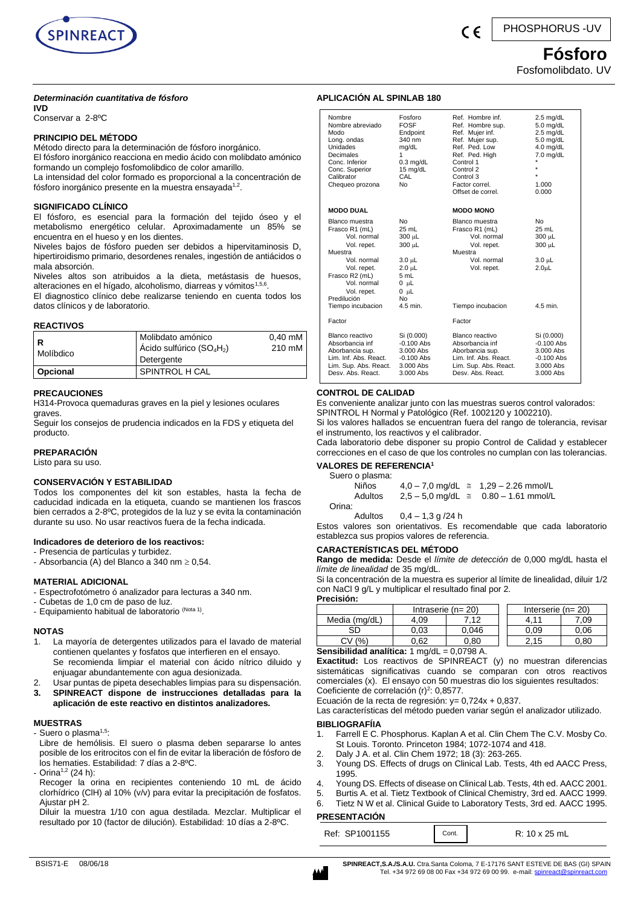# PHOSPHORUS -UV

# Fósforo

Fosfomolibdato. UV

***Determinación cuantitativa de fósforo***

**IVD**

Conservar a 2-8ºC

## PRINCIPIO DEL MÉTODO

Método directo para la determinación de fósforo inorgánico.

El fósforo inorgánico reacciona en medio ácido con molibdato amónico formando un complejo fosfomolíbdico de color amarillo.

La intensidad del color formado es proporcional a la concentración de fósforo inorgánico presente en la muestra ensayada[1,2].

## SIGNIFICADO CLÍNICO

El fósforo, es esencial para la formación del tejido óseo y el metabolismo energético celular. Aproximadamente un 85% se encuentra en el hueso y en los dientes.

Niveles bajos de fósforo pueden ser debidos a hipervitaminosis D, hipertiroidismo primario, desordenes renales, ingestión de antiácidos o mala absorción.

Niveles altos son atribuidos a la dieta, metástasis de huesos, alteraciones en el hígado, alcoholismo, diarreas y vómitos[1,5,6].

El diagnostico clínico debe realizarse teniendo en cuenta todos los datos clínicos y de laboratorio.

## REACTIVOS

| | | |
|---|---|---|
| **R** Molíbdico | Molibdato amónico | 0,40 mM |
| | Ácido sulfúrico ($SO_4H_2$) | 210 mM |
| | Detergente | |
| **Opcional** | SPINTROL H CAL | |

## PRECAUCIONES

H314-Provoca quemaduras graves en la piel y lesiones oculares graves.

Seguir los consejos de prudencia indicados en la FDS y etiqueta del producto.

## PREPARACIÓN

Listo para su uso.

## CONSERVACIÓN Y ESTABILIDAD

Todos los componentes del kit son estables, hasta la fecha de caducidad indicada en la etiqueta, cuando se mantienen los frascos bien cerrados a 2-8ºC, protegidos de la luz y se evita la contaminación durante su uso. No usar reactivos fuera de la fecha indicada.

### Indicadores de deterioro de los reactivos:

- Presencia de partículas y turbidez.
- Absorbancia (A) del Blanco a 340 nm ≥ 0,54.

## MATERIAL ADICIONAL

- Espectrofotómetro ó analizador para lecturas a 340 nm.
- Cubetas de 1,0 cm de paso de luz.
- Equipamiento habitual de laboratorio (Nota 1).

## NOTAS

1. La mayoría de detergentes utilizados para el lavado de material contienen quelantes y fosfatos que interfieren en el ensayo. Se recomienda limpiar el material con ácido nítrico diluido y enjuagar abundantemente con agua desionizada.
2. Usar puntas de pipeta desechables limpias para su dispensación.
3. **SPINREACT dispone de instrucciones detalladas para la aplicación de este reactivo en distintos analizadores.**

## MUESTRAS

- Suero o plasma[1,5]:
  Libre de hemólisis. El suero o plasma deben separarse lo antes posible de los eritrocitos con el fin de evitar la liberación de fósforo de los hematíes. Estabilidad: 7 días a 2-8ºC.
- Orina[1,2] (24 h):
  Recoger la orina en recipientes conteniendo 10 mL de ácido clorhídrico (ClH) al 10% (v/v) para evitar la precipitación de fosfatos. Ajustar pH 2.
  Diluir la muestra 1/10 con agua destilada. Mezclar. Multiplicar el resultado por 10 (factor de dilución). Estabilidad: 10 días a 2-8ºC.

## APLICACIÓN AL SPINLAB 180

| | | | |
|---|---|---|---|
| Nombre | Fosforo | Ref. Hombre inf. | 2.5 mg/dL |
| Nombre abreviado | FOSF | Ref. Hombre sup. | 5.0 mg/dL |
| Modo | Endpoint | Ref. Mujer inf. | 2.5 mg/dL |
| Long. ondas | 340 nm | Ref. Mujer sup. | 5.0 mg/dL |
| Unidades | mg/dL | Ref. Ped. Low | 4.0 mg/dL |
| Decimales | 1 | Ref. Ped. High | 7.0 mg/dL |
| Conc. Inferior | 0.3 mg/dL | Control 1 | * |
| Conc. Superior | 15 mg/dL | Control 2 | * |
| Calibrator | CAL | Control 3 | * |
| Chequeo prozona | No | Factor correl. | 1.000 |
| | | Offset de correl. | 0.000 |
| **MODO DUAL** | | **MODO MONO** | |
| Blanco muestra | No | Blanco muestra | No |
| Frasco R1 (mL) | 25 mL | Frasco R1 (mL) | 25 mL |
| Vol. normal | 300 µL | Vol. normal | 300 µL |
| Vol. repet. | 300 µL | Vol. repet. | 300 µL |
| Muestra | | Muestra | |
| Vol. normal | 3.0 µL | Vol. normal | 3.0 µL |
| Vol. repet. | 2.0 µL | Vol. repet. | 2.0µL |
| Frasco R2 (mL) | 5 mL | | |
| Vol. normal | 0 µL | | |
| Vol. repet. | 0 µL | | |
| Predilución | No | | |
| Tiempo incubacion | 4.5 min. | Tiempo incubacion | 4.5 min. |
| Factor | | Factor | |
| Blanco reactivo | Si (0.000) | Blanco reactivo | Si (0.000) |
| Absorbancia inf | -0.100 Abs | Absorbancia inf | -0.100 Abs |
| Aborbancia sup. | 3.000 Abs | Aborbancia sup. | 3.000 Abs |
| Lim. Inf. Abs. React. | -0.100 Abs | Lim. Inf. Abs. React. | -0.100 Abs |
| Lim. Sup. Abs. React. | 3.000 Abs | Lim. Sup. Abs. React. | 3.000 Abs |
| Desv. Abs. React. | 3.000 Abs | Desv. Abs. React. | 3.000 Abs |

## CONTROL DE CALIDAD

Es conveniente analizar junto con las muestras sueros control valorados: SPINTROL H Normal y Patológico (Ref. 1002120 y 1002210).

Si los valores hallados se encuentran fuera del rango de tolerancia, revisar el instrumento, los reactivos y el calibrador.

Cada laboratorio debe disponer su propio Control de Calidad y establecer correcciones en el caso de que los controles no cumplan con las tolerancias.

## VALORES DE REFERENCIA[1]

Suero o plasma:

| | | | |
|---|---|---|---|
| Niños | 4,0 – 7,0 mg/dL | ≅ | 1,29 – 2.26 mmol/L |
| Adultos | 2,5 – 5,0 mg/dL | ≅ | 0.80 – 1.61 mmol/L |

Orina:

Adultos 0,4 – 1,3 g /24 h

Estos valores son orientativos. Es recomendable que cada laboratorio establezca sus propios valores de referencia.

## CARACTERÍSTICAS DEL MÉTODO

**Rango de medida:** Desde el *límite de detección* de 0,000 mg/dL hasta el *límite de linealidad* de 35 mg/dL.

Si la concentración de la muestra es superior al límite de linealidad, diluir 1/2 con NaCl 9 g/L y multiplicar el resultado final por 2.

**Precisión:**

| | Intraserie (n= 20) | | Interserie (n= 20) | |
|---|---|---|---|---|
| Media (mg/dL) | 4,09 | 7,12 | 4,11 | 7,09 |
| SD | 0,03 | 0,046 | 0,09 | 0,06 |
| CV (%) | 0,62 | 0,80 | 2,15 | 0,80 |

**Sensibilidad analítica:** 1 mg/dL = 0,0798 A.

**Exactitud:** Los reactivos de SPINREACT (y) no muestran diferencias sistemáticas significativas cuando se comparan con otros reactivos comerciales (x). El ensayo con 50 muestras dio los siguientes resultados:

Coeficiente de correlación $(r)^2$: 0,8577.

Ecuación de la recta de regresión: y= 0,724x + 0,837.

Las características del método pueden variar según el analizador utilizado.

## BIBLIOGRAFÍIA

1. Farrell E C. Phosphorus. Kaplan A et al. Clin Chem The C.V. Mosby Co. St Louis. Toronto. Princeton 1984; 1072-1074 and 418.
2. Daly J A. et al. Clin Chem 1972; 18 (3): 263-265.
3. Young DS. Effects of drugs on Clinical Lab. Tests, 4th ed AACC Press, 1995.
4. Young DS. Effects of disease on Clinical Lab. Tests, 4th ed. AACC 2001.
5. Burtis A. et al. Tietz Textbook of Clinical Chemistry, 3rd ed. AACC 1999.
6. Tietz N W et al. Clinical Guide to Laboratory Tests, 3rd ed. AACC 1995.

## PRESENTACIÓN

| | | |
|---|---|---|
| Ref: SP1001155 | Cont. | R: 10 x 25 mL |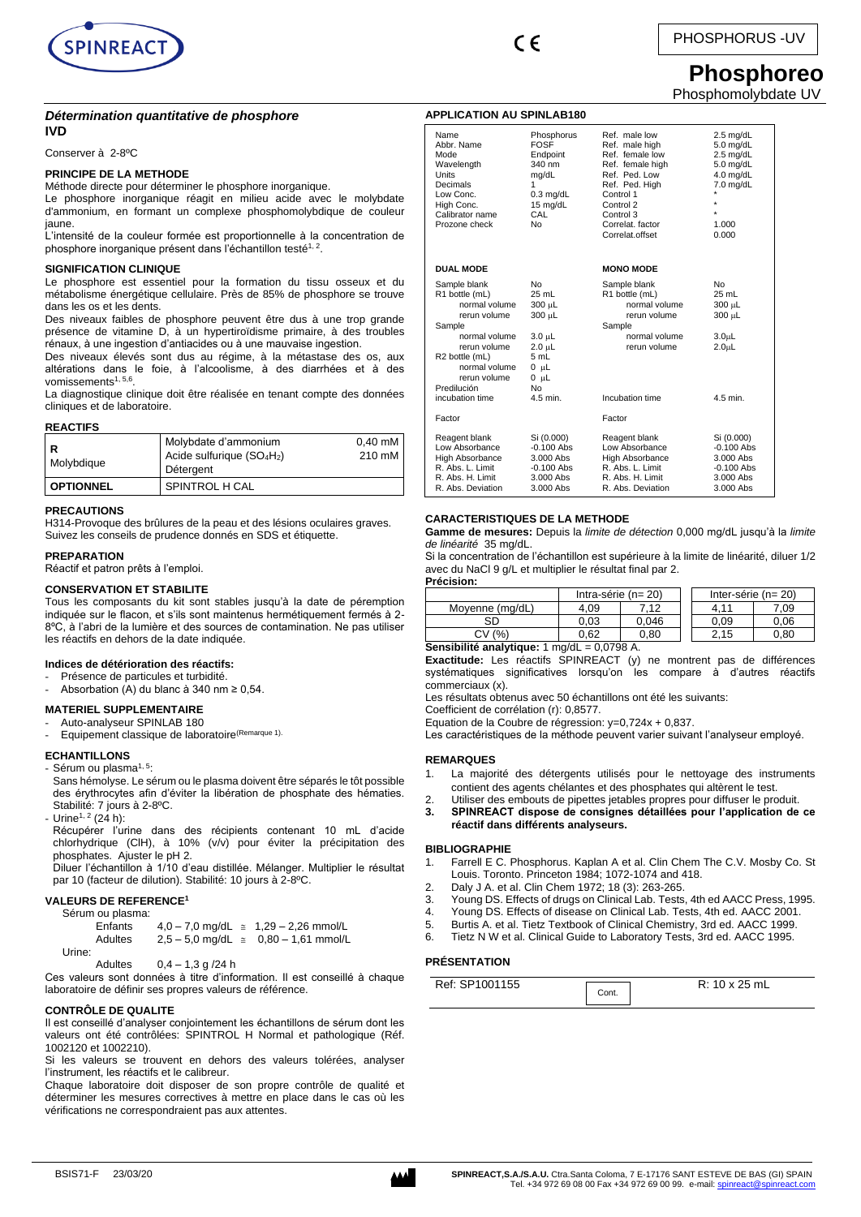PHOSPHORUS -UV

# Phosphoreo

Phosphomolybdate UV

## *Détermination quantitative de phosphore*

**IVD**

Conserver à 2-8ºC

### PRINCIPE DE LA METHODE

Méthode directe pour déterminer le phosphore inorganique.

Le phosphore inorganique réagit en milieu acide avec le molybdate d'ammonium, en formant un complexe phosphomolybdique de couleur jaune.

L'intensité de la couleur formée est proportionnelle à la concentration de phosphore inorganique présent dans l'échantillon testé[1, 2].

### SIGNIFICATION CLINIQUE

Le phosphore est essentiel pour la formation du tissu osseux et du métabolisme énergétique cellulaire. Près de 85% de phosphore se trouve dans les os et les dents.

Des niveaux faibles de phosphore peuvent être dus à une trop grande présence de vitamine D, à un hypertiroïdisme primaire, à des troubles rénaux, à une ingestion d'antiacides ou à une mauvaise ingestion.

Des niveaux élevés sont dus au régime, à la métastase des os, aux altérations dans le foie, à l'alcoolisme, à des diarrhées et à des vomissements[1, 5,6].

La diagnostique clinique doit être réalisée en tenant compte des données cliniques et de laboratoire.

### REACTIFS

| R Molybdique | Molybdate d'ammonium<br>Acide sulfurique ($SO_4H_2$)<br>Détergent | 0,40 mM<br>210 mM |
|---|---|---|
| **OPTIONNEL** | SPINTROL H CAL | |

### PRECAUTIONS

H314-Provoque des brûlures de la peau et des lésions oculaires graves. Suivez les conseils de prudence donnés en SDS et étiquette.

### PREPARATION

Réactif et patron prêts à l'emploi.

### CONSERVATION ET STABILITE

Tous les composants du kit sont stables jusqu'à la date de péremption indiquée sur le flacon, et s'ils sont maintenus hermétiquement fermés à 2-8ºC, à l'abri de la lumière et des sources de contamination. Ne pas utiliser les réactifs en dehors de la date indiquée.

#### Indices de détérioration des réactifs:

- Présence de particules et turbidité.
- Absorbation (A) du blanc à 340 nm ≥ 0,54.

### MATERIEL SUPPLEMENTAIRE

- Auto-analyseur SPINLAB 180
- Equipement classique de laboratoire(Remarque 1).

### ECHANTILLONS

- Sérum ou plasma[1, 5]:

  Sans hémolyse. Le sérum ou le plasma doivent être séparés le tôt possible des érythrocytes afin d'éviter la libération de phosphate des hématies. Stabilité: 7 jours à 2-8ºC.

- Urine[1, 2] (24 h):

  Récupérer l'urine dans des récipients contenant 10 mL d'acide chlorhydrique (ClH), à 10% (v/v) pour éviter la précipitation des phosphates. Ajuster le pH 2.

  Diluer l'échantillon à 1/10 d'eau distillée. Mélanger. Multiplier le résultat par 10 (facteur de dilution). Stabilité: 10 jours à 2-8ºC.

### VALEURS DE REFERENCE[1]

Sérum ou plasma:

| | | |
|---|---|---|
| Enfants | 4,0 – 7,0 mg/dL ≅ | 1,29 – 2,26 mmol/L |
| Adultes | 2,5 – 5,0 mg/dL ≅ | 0,80 – 1,61 mmol/L |

Urine:

| | |
|---|---|
| Adultes | 0,4 – 1,3 g /24 h |

Ces valeurs sont données à titre d'information. Il est conseillé à chaque laboratoire de définir ses propres valeurs de référence.

### CONTRÔLE DE QUALITE

Il est conseillé d'analyser conjointement les échantillons de sérum dont les valeurs ont été contrôlées: SPINTROL H Normal et pathologique (Réf. 1002120 et 1002210).

Si les valeurs se trouvent en dehors des valeurs tolérées, analyser l'instrument, les réactifs et le calibreur.

Chaque laboratoire doit disposer de son propre contrôle de qualité et déterminer les mesures correctives à mettre en place dans le cas où les vérifications ne correspondraient pas aux attentes.

### APPLICATION AU SPINLAB180

| | | | |
|---|---|---|---|
| Name | Phosphorus | Ref. male low | 2.5 mg/dL |
| Abbr. Name | FOSF | Ref. male high | 5.0 mg/dL |
| Mode | Endpoint | Ref. female low | 2.5 mg/dL |
| Wavelength | 340 nm | Ref. female high | 5.0 mg/dL |
| Units | mg/dL | Ref. Ped. Low | 4.0 mg/dL |
| Decimals | 1 | Ref. Ped. High | 7.0 mg/dL |
| Low Conc. | 0.3 mg/dL | Control 1 | * |
| High Conc. | 15 mg/dL | Control 2 | * |
| Calibrator name | CAL | Control 3 | * |
| Prozone check | No | Correlat. factor | 1.000 |
| | | Correlat.offset | 0.000 |
| **DUAL MODE** | | **MONO MODE** | |
| Sample blank | No | Sample blank | No |
| R1 bottle (mL) | 25 mL | R1 bottle (mL) | 25 mL |
| normal volume | 300 µL | normal volume | 300 µL |
| rerun volume | 300 µL | rerun volume | 300 µL |
| Sample | | Sample | |
| normal volume | 3.0 µL | normal volume | 3.0µL |
| rerun volume | 2.0 µL | rerun volume | 2.0µL |
| R2 bottle (mL) | 5 mL | | |
| normal volume | 0 µL | | |
| rerun volume | 0 µL | | |
| Predilución | No | | |
| incubation time | 4.5 min. | Incubation time | 4.5 min. |
| Factor | | Factor | |
| Reagent blank | Si (0.000) | Reagent blank | Si (0.000) |
| Low Absorbance | -0.100 Abs | Low Absorbance | -0.100 Abs |
| High Absorbance | 3.000 Abs | High Absorbance | 3.000 Abs |
| R. Abs. L. Limit | -0.100 Abs | R. Abs. L. Limit | -0.100 Abs |
| R. Abs. H. Limit | 3.000 Abs | R. Abs. H. Limit | 3.000 Abs |
| R. Abs. Deviation | 3.000 Abs | R. Abs. Deviation | 3.000 Abs |

### CARACTERISTIQUES DE LA METHODE

**Gamme de mesures:** Depuis la *limite de détection* 0,000 mg/dL jusqu'à la *limite de linéarité* 35 mg/dL.

Si la concentration de l'échantillon est supérieure à la limite de linéarité, diluer 1/2 avec du NaCl 9 g/L et multiplier le résultat final par 2.

**Précision:**

| | Intra-série (n= 20) | | Inter-série (n= 20) | |
|---|---|---|---|---|
| Moyenne (mg/dL) | 4,09 | 7,12 | 4,11 | 7,09 |
| SD | 0,03 | 0,046 | 0,09 | 0,06 |
| CV (%) | 0,62 | 0,80 | 2,15 | 0,80 |

**Sensibilité analytique:** 1 mg/dL = 0,0798 A.

**Exactitude:** Les réactifs SPINREACT (y) ne montrent pas de différences systématiques significatives lorsqu'on les compare à d'autres réactifs commerciaux (x).

Les résultats obtenus avec 50 échantillons ont été les suivants:

Coefficient de corrélation (r): 0,8577.

Equation de la Coubre de régression: y=0,724x + 0,837.

Les caractéristiques de la méthode peuvent varier suivant l'analyseur employé.

### REMARQUES

1. La majorité des détergents utilisés pour le nettoyage des instruments contient des agents chélantes et des phosphates qui altèrent le test.
2. Utiliser des embouts de pipettes jetables propres pour diffuser le produit.
3. **SPINREACT dispose de consignes détaillées pour l'application de ce réactif dans différents analyseurs.**

### BIBLIOGRAPHIE

1. Farrell E C. Phosphorus. Kaplan A et al. Clin Chem The C.V. Mosby Co. St Louis. Toronto. Princeton 1984; 1072-1074 and 418.
2. Daly J A. et al. Clin Chem 1972; 18 (3): 263-265.
3. Young DS. Effects of drugs on Clinical Lab. Tests, 4th ed AACC Press, 1995.
4. Young DS. Effects of disease on Clinical Lab. Tests, 4th ed. AACC 2001.
5. Burtis A. et al. Tietz Textbook of Clinical Chemistry, 3rd ed. AACC 1999.
6. Tietz N W et al. Clinical Guide to Laboratory Tests, 3rd ed. AACC 1995.

### PRÉSENTATION

| Ref: SP1001155 | Cont. | R: 10 x 25 mL |
|---|---|---|

BSIS71-F 23/03/20

**SPINREACT,S.A./S.A.U.** Ctra.Santa Coloma, 7 E-17176 SANT ESTEVE DE BAS (GI) SPAIN
Tel. +34 972 69 08 00 Fax +34 972 69 00 99. e-mail: spinreact@spinreact.com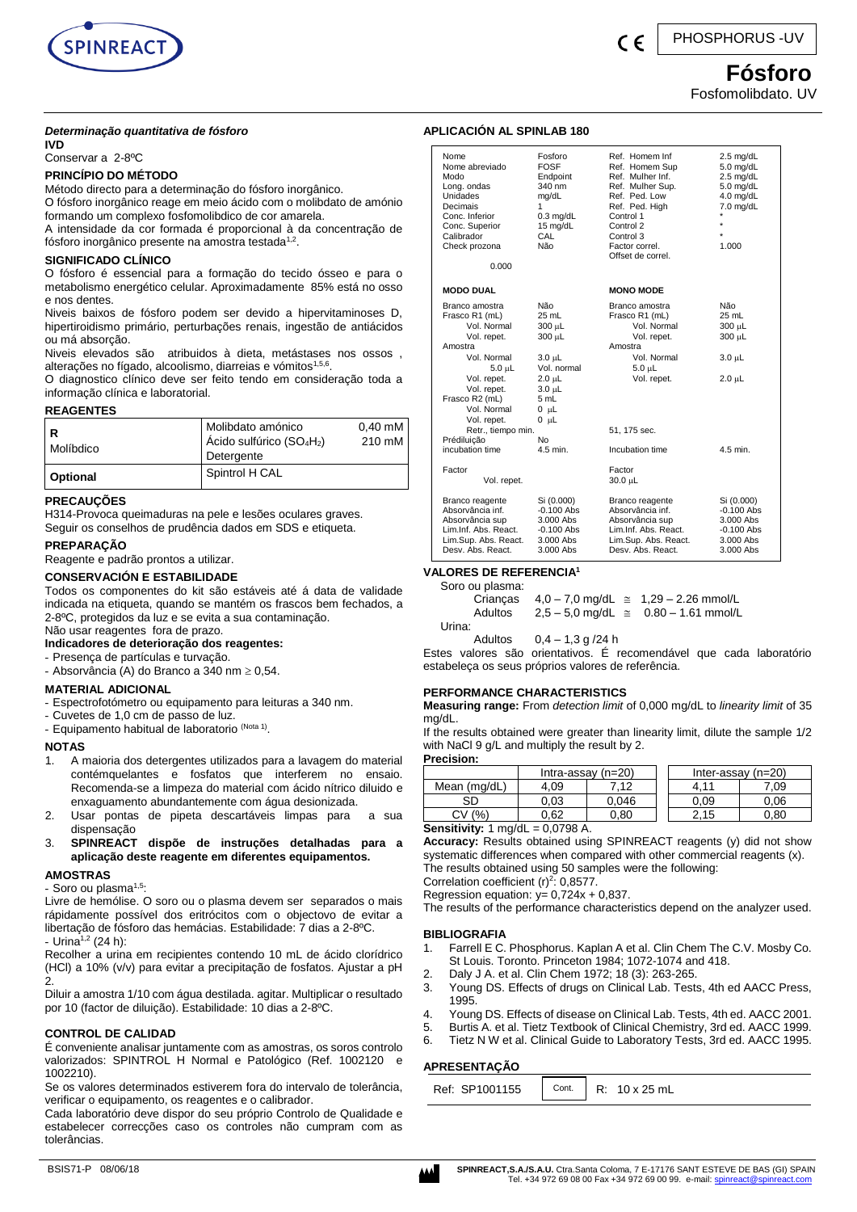# Fósforo

Fosfomolibdato. UV

PHOSPHORUS -UV

***Determinação quantitativa de fósforo***

**IVD**

Conservar a 2-8ºC

## PRINCÍPIO DO MÉTODO

Método directo para a determinação do fósforo inorgânico.

O fósforo inorgânico reage em meio ácido com o molibdato de amónio formando um complexo fosfomolibdico de cor amarela.

A intensidade da cor formada é proporcional à da concentração de fósforo inorgânico presente na amostra testada[1,2].

## SIGNIFICADO CLÍNICO

O fósforo é essencial para a formação do tecido ósseo e para o metabolismo energético celular. Aproximadamente 85% está no osso e nos dentes.

Niveis baixos de fósforo podem ser devido a hipervitaminoses D, hipertiroidismo primário, perturbações renais, ingestão de antiácidos ou má absorção.

Niveis elevados são atribuidos à dieta, metástases nos ossos, alterações no fígado, alcoolismo, diarreias e vómitos[1,5,6].

O diagnostico clínico deve ser feito tendo em consideração toda a informação clínica e laboratorial.

## REAGENTES

| | | |
|---|---|---|
| **R** Molíbdico | Molibdato amónico<br>Ácido sulfúrico ($SO_4H_2$)<br>Detergente | 0,40 mM<br>210 mM |
| **Optional** | Spintrol H CAL | |

## PRECAUÇÕES

H314-Provoca queimaduras na pele e lesões oculares graves.

Seguir os conselhos de prudência dados em SDS e etiqueta.

## PREPARAÇÃO

Reagente e padrão prontos a utilizar.

## CONSERVACIÓN E ESTABILIDADE

Todos os componentes do kit são estáveis até á data de validade indicada na etiqueta, quando se mantém os frascos bem fechados, a 2-8ºC, protegidos da luz e se evita a sua contaminação.

Não usar reagentes fora de prazo.

**Indicadores de deterioração dos reagentes:**

- Presença de partículas e turvação.
- Absorvância (A) do Branco a 340 nm ≥ 0,54.

## MATERIAL ADICIONAL

- Espectrofotómetro ou equipamento para leituras a 340 nm.
- Cuvetes de 1,0 cm de passo de luz.
- Equipamento habitual de laboratorio (Nota 1).

## NOTAS

1. A maioria dos detergentes utilizados para a lavagem do material contémquelantes e fosfatos que interferem no ensaio. Recomenda-se a limpeza do material com ácido nítrico diluido e enxaguamento abundantemente com água desionizada.
2. Usar pontas de pipeta descartáveis limpas para a sua dispensação
3. **SPINREACT dispõe de instruções detalhadas para a aplicação deste reagente em diferentes equipamentos.**

## AMOSTRAS

- Soro ou plasma[1,5]:

Livre de hemólise. O soro ou o plasma devem ser separados o mais rápidamente possível dos eritrócitos com o objectovo de evitar a libertação de fósforo das hemácias. Estabilidade: 7 dias a 2-8ºC.

- Urina[1,2] (24 h):

Recolher a urina em recipientes contendo 10 mL de ácido clorídrico (HCl) a 10% (v/v) para evitar a precipitação de fosfatos. Ajustar a pH 2.

Diluir a amostra 1/10 com água destilada. agitar. Multiplicar o resultado por 10 (factor de diluição). Estabilidade: 10 dias a 2-8ºC.

## CONTROL DE CALIDAD

É conveniente analisar juntamente com as amostras, os soros controlo valorizados: SPINTROL H Normal e Patológico (Ref. 1002120 e 1002210).

Se os valores determinados estiverem fora do intervalo de tolerância, verificar o equipamento, os reagentes e o calibrador.

Cada laboratório deve dispor do seu próprio Controlo de Qualidade e estabelecer correcções caso os controles não cumpram com as tolerâncias.

## APLICACIÓN AL SPINLAB 180

| | | | |
|---|---|---|---|
| Nome | Fosforo | Ref. Homem Inf | 2.5 mg/dL |
| Nome abreviado | FOSF | Ref. Homem Sup | 5.0 mg/dL |
| Modo | Endpoint | Ref. Mulher Inf. | 2.5 mg/dL |
| Long. ondas | 340 nm | Ref. Mulher Sup. | 5.0 mg/dL |
| Unidades | mg/dL | Ref. Ped. Low | 4.0 mg/dL |
| Decimais | 1 | Ref. Ped. High | 7.0 mg/dL |
| Conc. Inferior | 0.3 mg/dL | Control 1 | * |
| Conc. Superior | 15 mg/dL | Control 2 | * |
| Calibrador | CAL | Control 3 | * |
| Check prozona | Não | Factor correl. | 1.000 |
| | | Offset de correl. | |
| 0.000 | | | |
| **MODO DUAL** | | **MONO MODE** | |
| Branco amostra | Não | Branco amostra | Não |
| Frasco R1 (mL) | 25 mL | Frasco R1 (mL) | 25 mL |
| Vol. Normal | 300 µL | Vol. Normal | 300 µL |
| Vol. repet. | 300 µL | Vol. repet. | 300 µL |
| Amostra | | Amostra | |
| Vol. Normal | 3.0 µL | Vol. Normal | 3.0 µL |
| 5.0 µL | Vol. normal | 5.0 µL | |
| Vol. repet. | 2.0 µL | Vol. repet. | 2.0 µL |
| Vol. repet. | 3.0 µL | | |
| Frasco R2 (mL) | 5 mL | | |
| Vol. Normal | 0 µL | | |
| Vol. repet. | 0 µL | | |
| Retr., tiempo min. | | 51, 175 sec. | |
| Prédiluição | No | | |
| incubation time | 4.5 min. | Incubation time | 4.5 min. |
| Factor | | Factor | |
| Vol. repet. | | 30.0 µL | |
| Branco reagente | Si (0.000) | Branco reagente | Si (0.000) |
| Absorvância inf. | -0.100 Abs | Absorvância inf. | -0.100 Abs |
| Absorvância sup | 3.000 Abs | Absorvância sup | 3.000 Abs |
| Lim.Inf. Abs. React. | -0.100 Abs | Lim.Inf. Abs. React. | -0.100 Abs |
| Lim.Sup. Abs. React. | 3.000 Abs | Lim.Sup. Abs. React. | 3.000 Abs |
| Desv. Abs. React. | 3.000 Abs | Desv. Abs. React. | 3.000 Abs |

## VALORES DE REFERENCIA[1]

Soro ou plasma:

| | | |
|---|---|---|
| Crianças | 4,0 – 7,0 mg/dL | ≅ 1,29 – 2.26 mmol/L |
| Adultos | 2,5 – 5,0 mg/dL | ≅ 0.80 – 1.61 mmol/L |

Urina:

Adultos 0,4 – 1,3 g /24 h

Estes valores são orientativos. É recomendável que cada laboratório estabeleça os seus próprios valores de referência.

## PERFORMANCE CHARACTERISTICS

**Measuring range:** From *detection limit* of 0,000 mg/dL to *linearity limit* of 35 mg/dL.

If the results obtained were greater than linearity limit, dilute the sample 1/2 with NaCl 9 g/L and multiply the result by 2.

**Precision:**

| | Intra-assay (n=20) | | Inter-assay (n=20) | |
|---|---|---|---|---|
| Mean (mg/dL) | 4,09 | 7,12 | 4,11 | 7,09 |
| SD | 0,03 | 0,046 | 0,09 | 0,06 |
| CV (%) | 0,62 | 0,80 | 2,15 | 0,80 |

**Sensitivity:** 1 mg/dL = 0,0798 A.

**Accuracy:** Results obtained using SPINREACT reagents (y) did not show systematic differences when compared with other commercial reagents (x).

The results obtained using 50 samples were the following:

Correlation coefficient $(r)^2$: 0,8577.

Regression equation: $y = 0{,}724x + 0{,}837$.

The results of the performance characteristics depend on the analyzer used.

## BIBLIOGRAFIA

1. Farrell E C. Phosphorus. Kaplan A et al. Clin Chem The C.V. Mosby Co. St Louis. Toronto. Princeton 1984; 1072-1074 and 418.
2. Daly J A. et al. Clin Chem 1972; 18 (3): 263-265.
3. Young DS. Effects of drugs on Clinical Lab. Tests, 4th ed AACC Press, 1995.
4. Young DS. Effects of disease on Clinical Lab. Tests, 4th ed. AACC 2001.
5. Burtis A. et al. Tietz Textbook of Clinical Chemistry, 3rd ed. AACC 1999.
6. Tietz N W et al. Clinical Guide to Laboratory Tests, 3rd ed. AACC 1995.

## APRESENTAÇÃO

| | | |
|---|---|---|
| Ref: SP1001155 | Cont. | R: 10 x 25 mL |